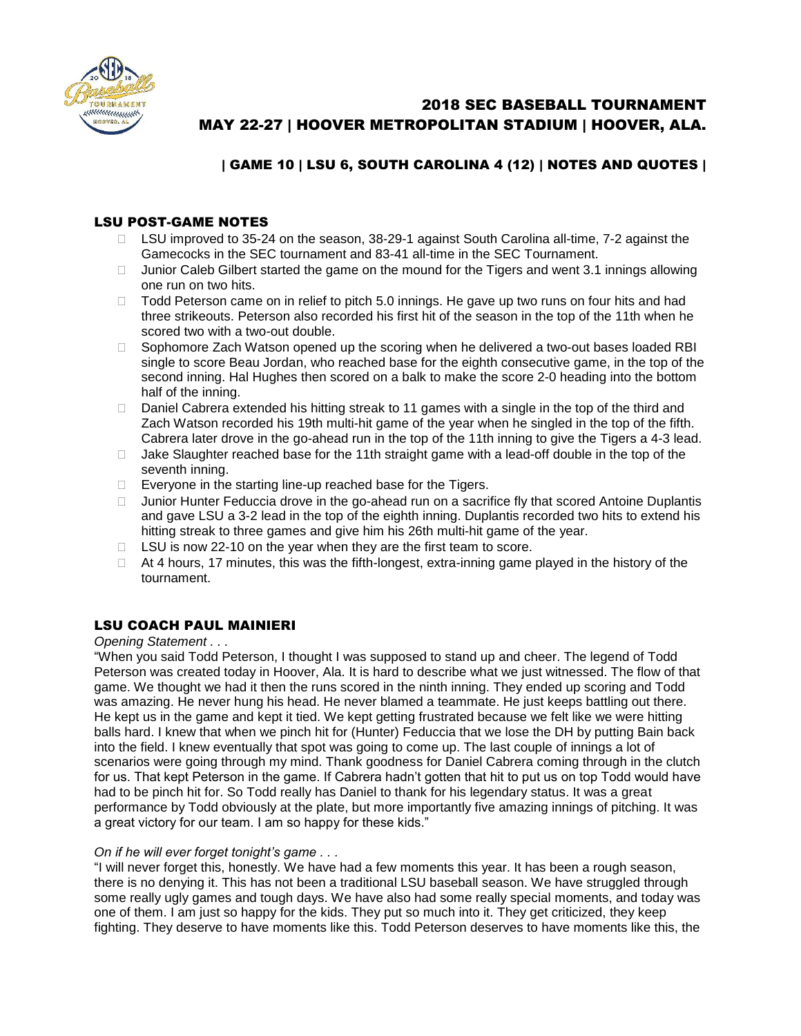# 2018 SEC BASEBALL TOURNAMENT
## MAY 22-27 | HOOVER METROPOLITAN STADIUM | HOOVER, ALA.

### | GAME 10 | LSU 6, SOUTH CAROLINA 4 (12) | NOTES AND QUOTES |

## LSU POST-GAME NOTES

- LSU improved to 35-24 on the season, 38-29-1 against South Carolina all-time, 7-2 against the Gamecocks in the SEC tournament and 83-41 all-time in the SEC Tournament.
- Junior Caleb Gilbert started the game on the mound for the Tigers and went 3.1 innings allowing one run on two hits.
- Todd Peterson came on in relief to pitch 5.0 innings. He gave up two runs on four hits and had three strikeouts. Peterson also recorded his first hit of the season in the top of the 11th when he scored two with a two-out double.
- Sophomore Zach Watson opened up the scoring when he delivered a two-out bases loaded RBI single to score Beau Jordan, who reached base for the eighth consecutive game, in the top of the second inning. Hal Hughes then scored on a balk to make the score 2-0 heading into the bottom half of the inning.
- Daniel Cabrera extended his hitting streak to 11 games with a single in the top of the third and Zach Watson recorded his 19th multi-hit game of the year when he singled in the top of the fifth. Cabrera later drove in the go-ahead run in the top of the 11th inning to give the Tigers a 4-3 lead.
- Jake Slaughter reached base for the 11th straight game with a lead-off double in the top of the seventh inning.
- Everyone in the starting line-up reached base for the Tigers.
- Junior Hunter Feduccia drove in the go-ahead run on a sacrifice fly that scored Antoine Duplantis and gave LSU a 3-2 lead in the top of the eighth inning. Duplantis recorded two hits to extend his hitting streak to three games and give him his 26th multi-hit game of the year.
- LSU is now 22-10 on the year when they are the first team to score.
- At 4 hours, 17 minutes, this was the fifth-longest, extra-inning game played in the history of the tournament.

## LSU COACH PAUL MAINIERI

*Opening Statement . . .*

"When you said Todd Peterson, I thought I was supposed to stand up and cheer. The legend of Todd Peterson was created today in Hoover, Ala. It is hard to describe what we just witnessed. The flow of that game. We thought we had it then the runs scored in the ninth inning. They ended up scoring and Todd was amazing. He never hung his head. He never blamed a teammate. He just keeps battling out there. He kept us in the game and kept it tied. We kept getting frustrated because we felt like we were hitting balls hard. I knew that when we pinch hit for (Hunter) Feduccia that we lose the DH by putting Bain back into the field. I knew eventually that spot was going to come up. The last couple of innings a lot of scenarios were going through my mind. Thank goodness for Daniel Cabrera coming through in the clutch for us. That kept Peterson in the game. If Cabrera hadn't gotten that hit to put us on top Todd would have had to be pinch hit for. So Todd really has Daniel to thank for his legendary status. It was a great performance by Todd obviously at the plate, but more importantly five amazing innings of pitching. It was a great victory for our team. I am so happy for these kids."

*On if he will ever forget tonight's game . . .*

"I will never forget this, honestly. We have had a few moments this year. It has been a rough season, there is no denying it. This has not been a traditional LSU baseball season. We have struggled through some really ugly games and tough days. We have also had some really special moments, and today was one of them. I am just so happy for the kids. They put so much into it. They get criticized, they keep fighting. They deserve to have moments like this. Todd Peterson deserves to have moments like this, the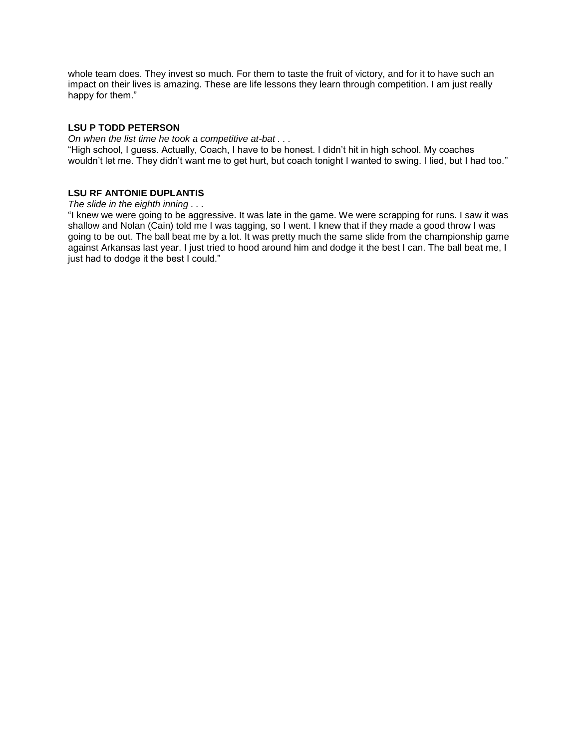whole team does. They invest so much. For them to taste the fruit of victory, and for it to have such an impact on their lives is amazing. These are life lessons they learn through competition. I am just really happy for them."

**LSU P TODD PETERSON**

*On when the list time he took a competitive at-bat . . .*

"High school, I guess. Actually, Coach, I have to be honest. I didn't hit in high school. My coaches wouldn't let me. They didn't want me to get hurt, but coach tonight I wanted to swing. I lied, but I had too."

**LSU RF ANTONIE DUPLANTIS**

*The slide in the eighth inning . . .*

"I knew we were going to be aggressive. It was late in the game. We were scrapping for runs. I saw it was shallow and Nolan (Cain) told me I was tagging, so I went. I knew that if they made a good throw I was going to be out. The ball beat me by a lot. It was pretty much the same slide from the championship game against Arkansas last year. I just tried to hood around him and dodge it the best I can. The ball beat me, I just had to dodge it the best I could."